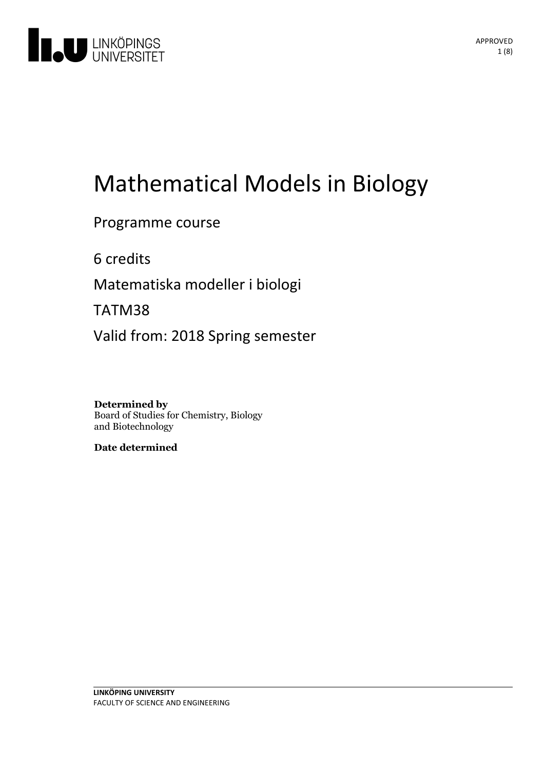# Mathematical Models in Biology

Programme course

6 credits

Matematiska modeller i biologi

TATM38

Valid from: 2018 Spring semester

**Determined by**
Board of Studies for Chemistry, Biology and Biotechnology

**Date determined**

**LINKÖPING UNIVERSITY**
FACULTY OF SCIENCE AND ENGINEERING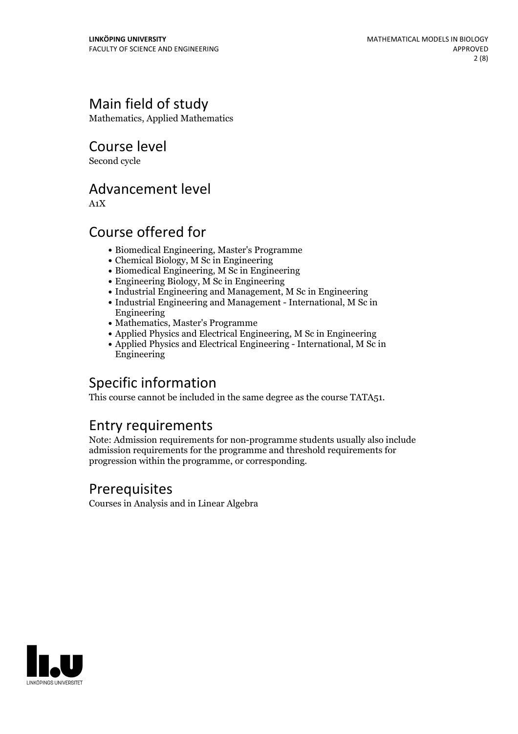## Main field of study

Mathematics, Applied Mathematics

## Course level

Second cycle

## Advancement level

A1X

## Course offered for

- Biomedical Engineering, Master's Programme
- Chemical Biology, M Sc in Engineering
- Biomedical Engineering, M Sc in Engineering
- Engineering Biology, M Sc in Engineering
- Industrial Engineering and Management, M Sc in Engineering
- Industrial Engineering and Management - International, M Sc in Engineering
- Mathematics, Master's Programme
- Applied Physics and Electrical Engineering, M Sc in Engineering
- Applied Physics and Electrical Engineering - International, M Sc in Engineering

## Specific information

This course cannot be included in the same degree as the course TATA51.

## Entry requirements

Note: Admission requirements for non-programme students usually also include admission requirements for the programme and threshold requirements for progression within the programme, or corresponding.

## Prerequisites

Courses in Analysis and in Linear Algebra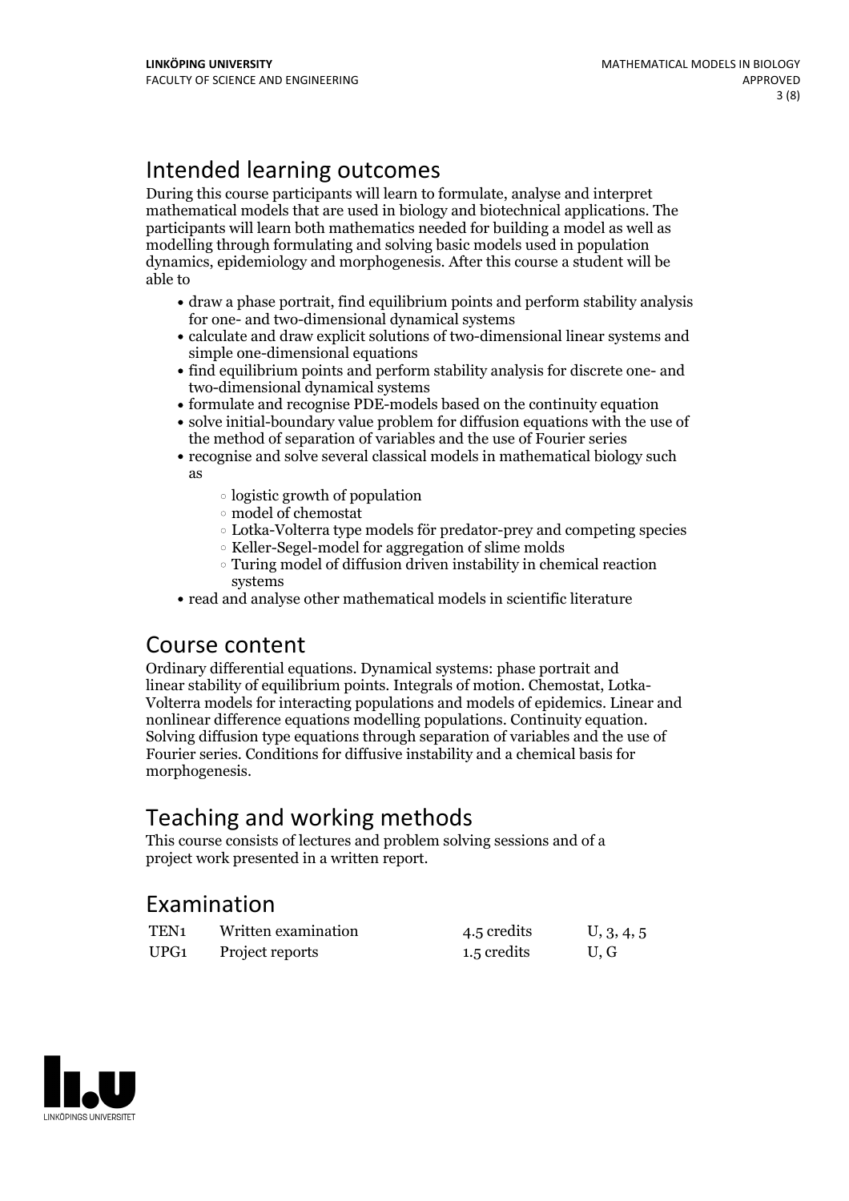# Intended learning outcomes

During this course participants will learn to formulate, analyse and interpret mathematical models that are used in biology and biotechnical applications. The participants will learn both mathematics needed for building a model as well as modelling through formulating and solving basic models used in population dynamics, epidemiology and morphogenesis. After this course a student will be able to

- draw a phase portrait, find equilibrium points and perform stability analysis for one- and two-dimensional dynamical systems
- calculate and draw explicit solutions of two-dimensional linear systems and simple one-dimensional equations
- find equilibrium points and perform stability analysis for discrete one- and two-dimensional dynamical systems
- formulate and recognise PDE-models based on the continuity equation
- solve initial-boundary value problem for diffusion equations with the use of the method of separation of variables and the use of Fourier series
- recognise and solve several classical models in mathematical biology such as
    - logistic growth of population
    - model of chemostat
    - Lotka-Volterra type models för predator-prey and competing species
    - Keller-Segel-model for aggregation of slime molds
    - Turing model of diffusion driven instability in chemical reaction systems
- read and analyse other mathematical models in scientific literature

# Course content

Ordinary differential equations. Dynamical systems: phase portrait and linear stability of equilibrium points. Integrals of motion. Chemostat, Lotka-Volterra models for interacting populations and models of epidemics. Linear and nonlinear difference equations modelling populations. Continuity equation. Solving diffusion type equations through separation of variables and the use of Fourier series. Conditions for diffusive instability and a chemical basis for morphogenesis.

# Teaching and working methods

This course consists of lectures and problem solving sessions and of a project work presented in a written report.

# Examination

| | | | |
|---|---|---|---|
| TEN1 | Written examination | 4.5 credits | U, 3, 4, 5 |
| UPG1 | Project reports | 1.5 credits | U, G |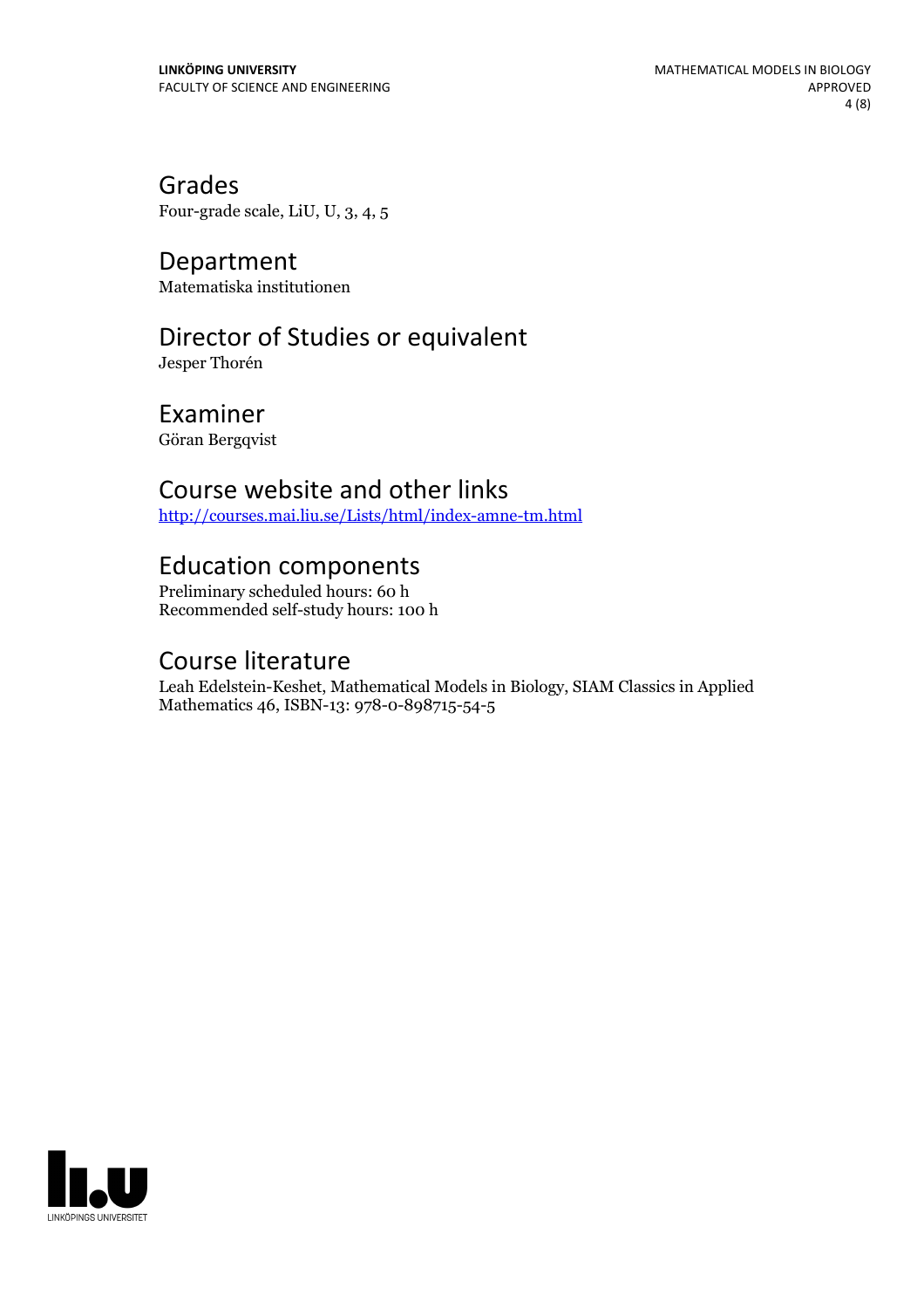## Grades

Four-grade scale, LiU, U, 3, 4, 5

## Department

Matematiska institutionen

## Director of Studies or equivalent

Jesper Thorén

## Examiner

Göran Bergqvist

## Course website and other links

http://courses.mai.liu.se/Lists/html/index-amne-tm.html

## Education components

Preliminary scheduled hours: 60 h
Recommended self-study hours: 100 h

## Course literature

Leah Edelstein-Keshet, Mathematical Models in Biology, SIAM Classics in Applied Mathematics 46, ISBN-13: 978-0-898715-54-5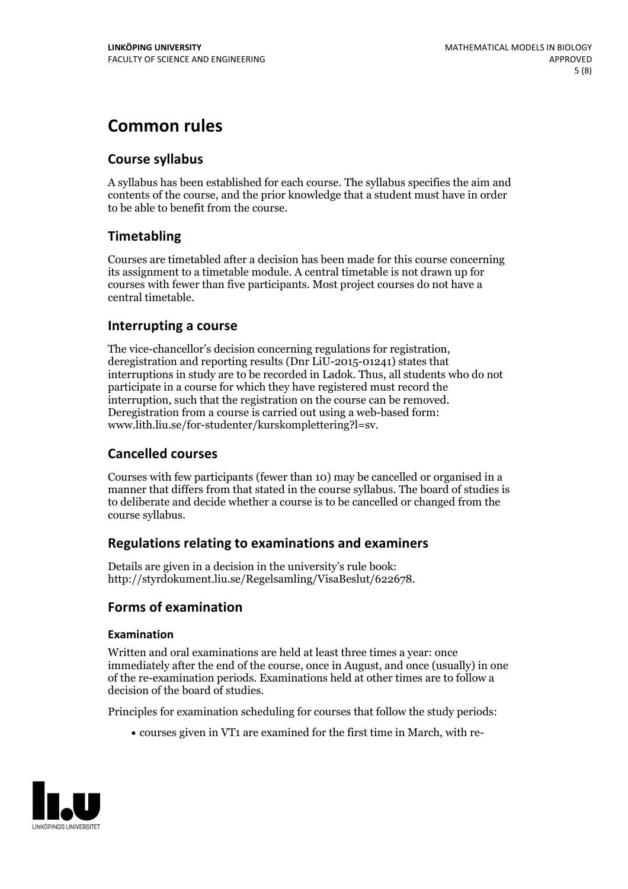# Common rules

## Course syllabus

A syllabus has been established for each course. The syllabus specifies the aim and contents of the course, and the prior knowledge that a student must have in order to be able to benefit from the course.

## Timetabling

Courses are timetabled after a decision has been made for this course concerning its assignment to a timetable module. A central timetable is not drawn up for courses with fewer than five participants. Most project courses do not have a central timetable.

## Interrupting a course

The vice-chancellor's decision concerning regulations for registration, deregistration and reporting results (Dnr LiU-2015-01241) states that interruptions in study are to be recorded in Ladok. Thus, all students who do not participate in a course for which they have registered must record the interruption, such that the registration on the course can be removed. Deregistration from a course is carried out using a web-based form: www.lith.liu.se/for-studenter/kurskomplettering?l=sv.

## Cancelled courses

Courses with few participants (fewer than 10) may be cancelled or organised in a manner that differs from that stated in the course syllabus. The board of studies is to deliberate and decide whether a course is to be cancelled or changed from the course syllabus.

## Regulations relating to examinations and examiners

Details are given in a decision in the university's rule book: http://styrdokument.liu.se/Regelsamling/VisaBeslut/622678.

## Forms of examination

### Examination

Written and oral examinations are held at least three times a year: once immediately after the end of the course, once in August, and once (usually) in one of the re-examination periods. Examinations held at other times are to follow a decision of the board of studies.

Principles for examination scheduling for courses that follow the study periods:

- courses given in VT1 are examined for the first time in March, with re-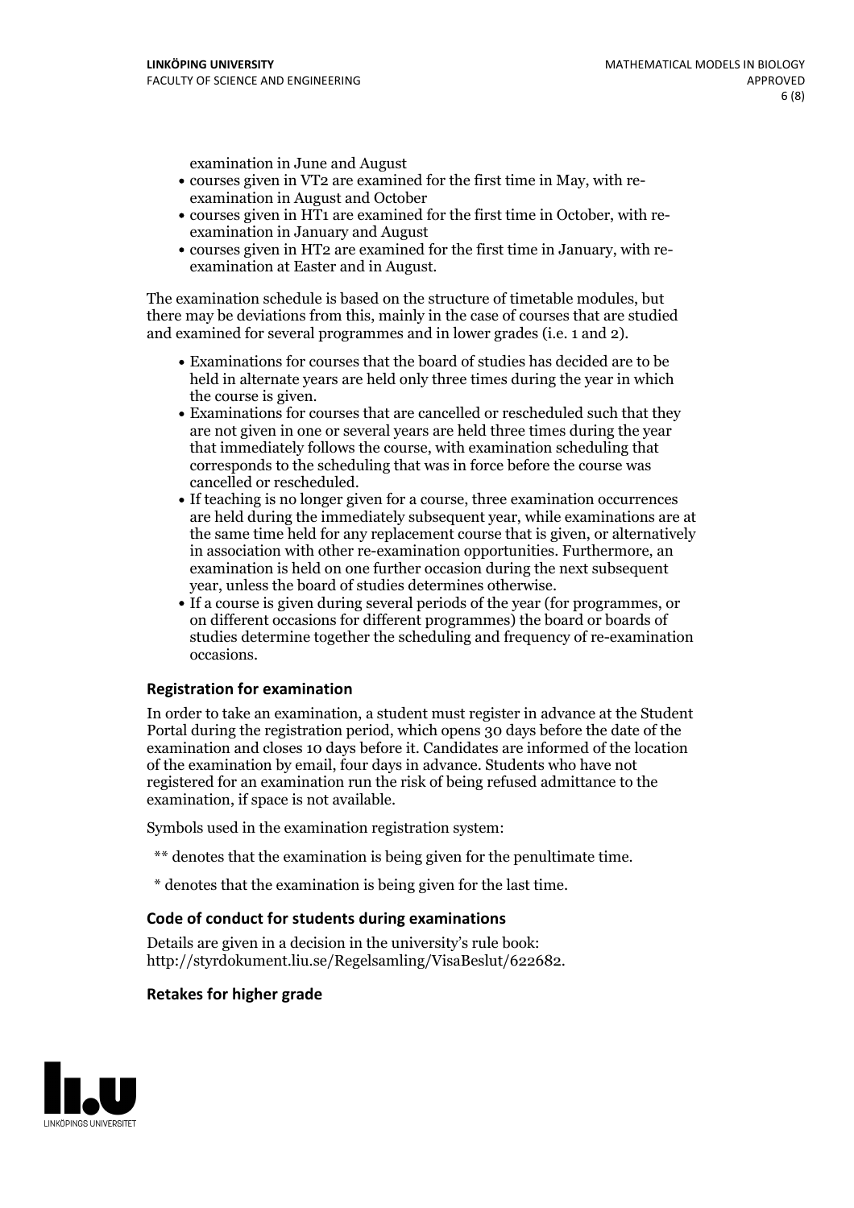examination in June and August

- courses given in VT2 are examined for the first time in May, with re-examination in August and October
- courses given in HT1 are examined for the first time in October, with re-examination in January and August
- courses given in HT2 are examined for the first time in January, with re-examination at Easter and in August.

The examination schedule is based on the structure of timetable modules, but there may be deviations from this, mainly in the case of courses that are studied and examined for several programmes and in lower grades (i.e. 1 and 2).

- Examinations for courses that the board of studies has decided are to be held in alternate years are held only three times during the year in which the course is given.
- Examinations for courses that are cancelled or rescheduled such that they are not given in one or several years are held three times during the year that immediately follows the course, with examination scheduling that corresponds to the scheduling that was in force before the course was cancelled or rescheduled.
- If teaching is no longer given for a course, three examination occurrences are held during the immediately subsequent year, while examinations are at the same time held for any replacement course that is given, or alternatively in association with other re-examination opportunities. Furthermore, an examination is held on one further occasion during the next subsequent year, unless the board of studies determines otherwise.
- If a course is given during several periods of the year (for programmes, or on different occasions for different programmes) the board or boards of studies determine together the scheduling and frequency of re-examination occasions.

### Registration for examination

In order to take an examination, a student must register in advance at the Student Portal during the registration period, which opens 30 days before the date of the examination and closes 10 days before it. Candidates are informed of the location of the examination by email, four days in advance. Students who have not registered for an examination run the risk of being refused admittance to the examination, if space is not available.

Symbols used in the examination registration system:

** denotes that the examination is being given for the penultimate time.

* denotes that the examination is being given for the last time.

### Code of conduct for students during examinations

Details are given in a decision in the university's rule book: http://styrdokument.liu.se/Regelsamling/VisaBeslut/622682.

### Retakes for higher grade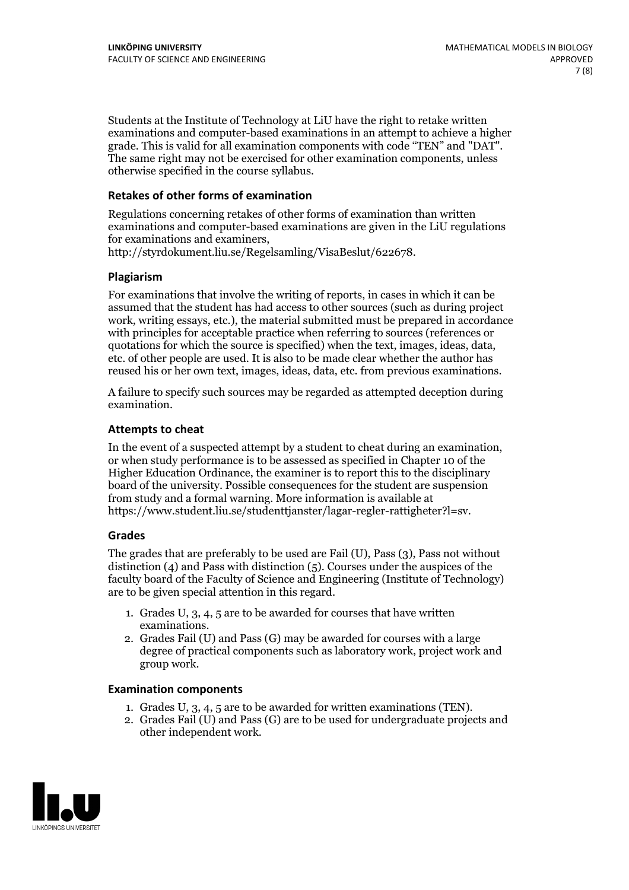Students at the Institute of Technology at LiU have the right to retake written examinations and computer-based examinations in an attempt to achieve a higher grade. This is valid for all examination components with code "TEN" and "DAT". The same right may not be exercised for other examination components, unless otherwise specified in the course syllabus.

### Retakes of other forms of examination

Regulations concerning retakes of other forms of examination than written examinations and computer-based examinations are given in the LiU regulations for examinations and examiners, http://styrdokument.liu.se/Regelsamling/VisaBeslut/622678.

### Plagiarism

For examinations that involve the writing of reports, in cases in which it can be assumed that the student has had access to other sources (such as during project work, writing essays, etc.), the material submitted must be prepared in accordance with principles for acceptable practice when referring to sources (references or quotations for which the source is specified) when the text, images, ideas, data, etc. of other people are used. It is also to be made clear whether the author has reused his or her own text, images, ideas, data, etc. from previous examinations.

A failure to specify such sources may be regarded as attempted deception during examination.

### Attempts to cheat

In the event of a suspected attempt by a student to cheat during an examination, or when study performance is to be assessed as specified in Chapter 10 of the Higher Education Ordinance, the examiner is to report this to the disciplinary board of the university. Possible consequences for the student are suspension from study and a formal warning. More information is available at https://www.student.liu.se/studenttjanster/lagar-regler-rattigheter?l=sv.

### Grades

The grades that are preferably to be used are Fail (U), Pass (3), Pass not without distinction (4) and Pass with distinction (5). Courses under the auspices of the faculty board of the Faculty of Science and Engineering (Institute of Technology) are to be given special attention in this regard.

1. Grades U, 3, 4, 5 are to be awarded for courses that have written examinations.
2. Grades Fail (U) and Pass (G) may be awarded for courses with a large degree of practical components such as laboratory work, project work and group work.

### Examination components

1. Grades U, 3, 4, 5 are to be awarded for written examinations (TEN).
2. Grades Fail (U) and Pass (G) are to be used for undergraduate projects and other independent work.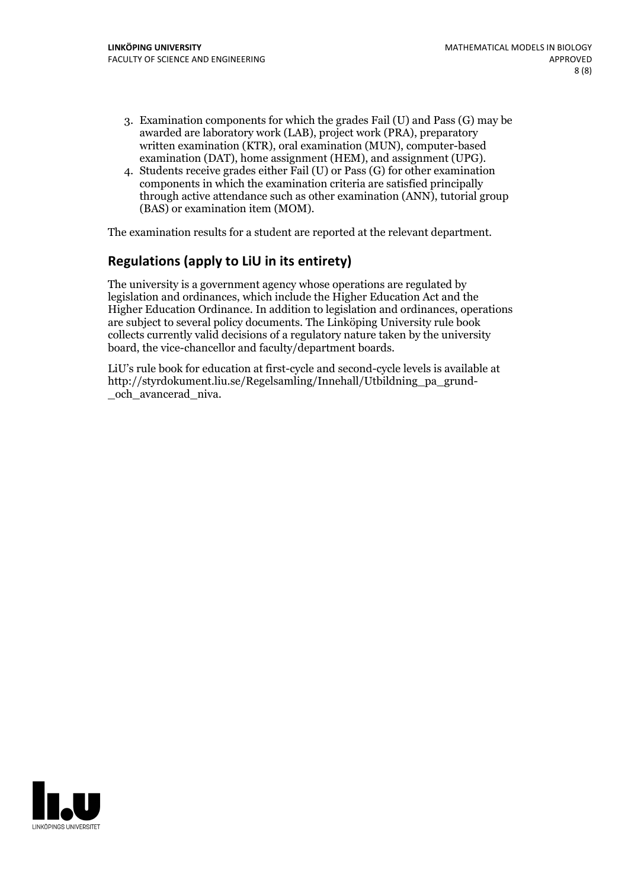3. Examination components for which the grades Fail (U) and Pass (G) may be awarded are laboratory work (LAB), project work (PRA), preparatory written examination (KTR), oral examination (MUN), computer-based examination (DAT), home assignment (HEM), and assignment (UPG).
4. Students receive grades either Fail (U) or Pass (G) for other examination components in which the examination criteria are satisfied principally through active attendance such as other examination (ANN), tutorial group (BAS) or examination item (MOM).

The examination results for a student are reported at the relevant department.

## Regulations (apply to LiU in its entirety)

The university is a government agency whose operations are regulated by legislation and ordinances, which include the Higher Education Act and the Higher Education Ordinance. In addition to legislation and ordinances, operations are subject to several policy documents. The Linköping University rule book collects currently valid decisions of a regulatory nature taken by the university board, the vice-chancellor and faculty/department boards.

LiU's rule book for education at first-cycle and second-cycle levels is available at http://styrdokument.liu.se/Regelsamling/Innehall/Utbildning_pa_grund-_och_avancerad_niva.